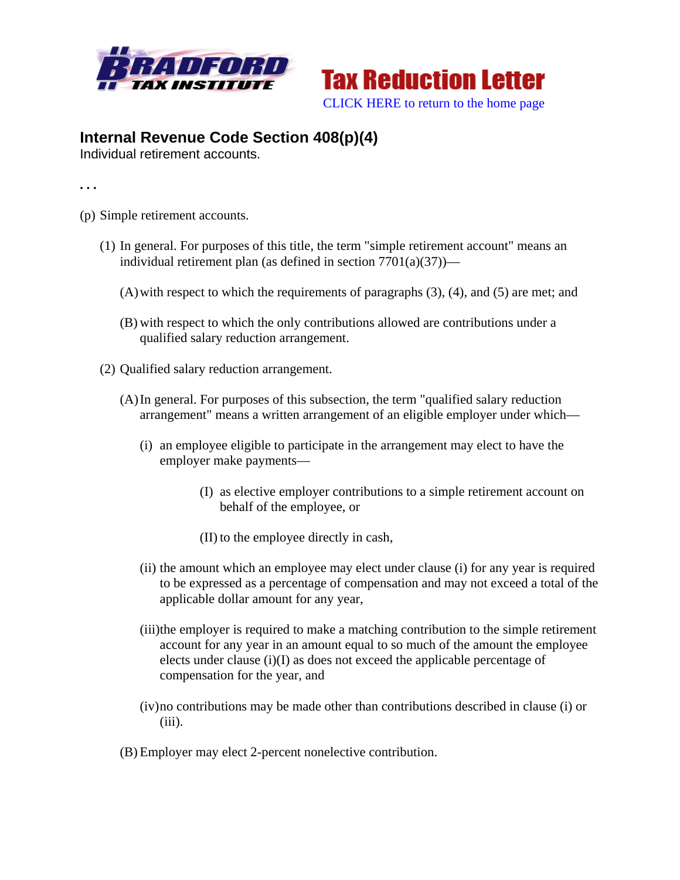**BRADFORD TAX INSTITUTE**

**Tax Reduction Letter**

CLICK HERE to return to the home page

## Internal Revenue Code Section 408(p)(4)

Individual retirement accounts.

. . .

(p) Simple retirement accounts.

(1) In general. For purposes of this title, the term "simple retirement account" means an individual retirement plan (as defined in section 7701(a)(37))—

(A) with respect to which the requirements of paragraphs (3), (4), and (5) are met; and

(B) with respect to which the only contributions allowed are contributions under a qualified salary reduction arrangement.

(2) Qualified salary reduction arrangement.

(A) In general. For purposes of this subsection, the term "qualified salary reduction arrangement" means a written arrangement of an eligible employer under which—

(i) an employee eligible to participate in the arrangement may elect to have the employer make payments—

(I) as elective employer contributions to a simple retirement account on behalf of the employee, or

(II) to the employee directly in cash,

(ii) the amount which an employee may elect under clause (i) for any year is required to be expressed as a percentage of compensation and may not exceed a total of the applicable dollar amount for any year,

(iii) the employer is required to make a matching contribution to the simple retirement account for any year in an amount equal to so much of the amount the employee elects under clause (i)(I) as does not exceed the applicable percentage of compensation for the year, and

(iv) no contributions may be made other than contributions described in clause (i) or (iii).

(B) Employer may elect 2-percent nonelective contribution.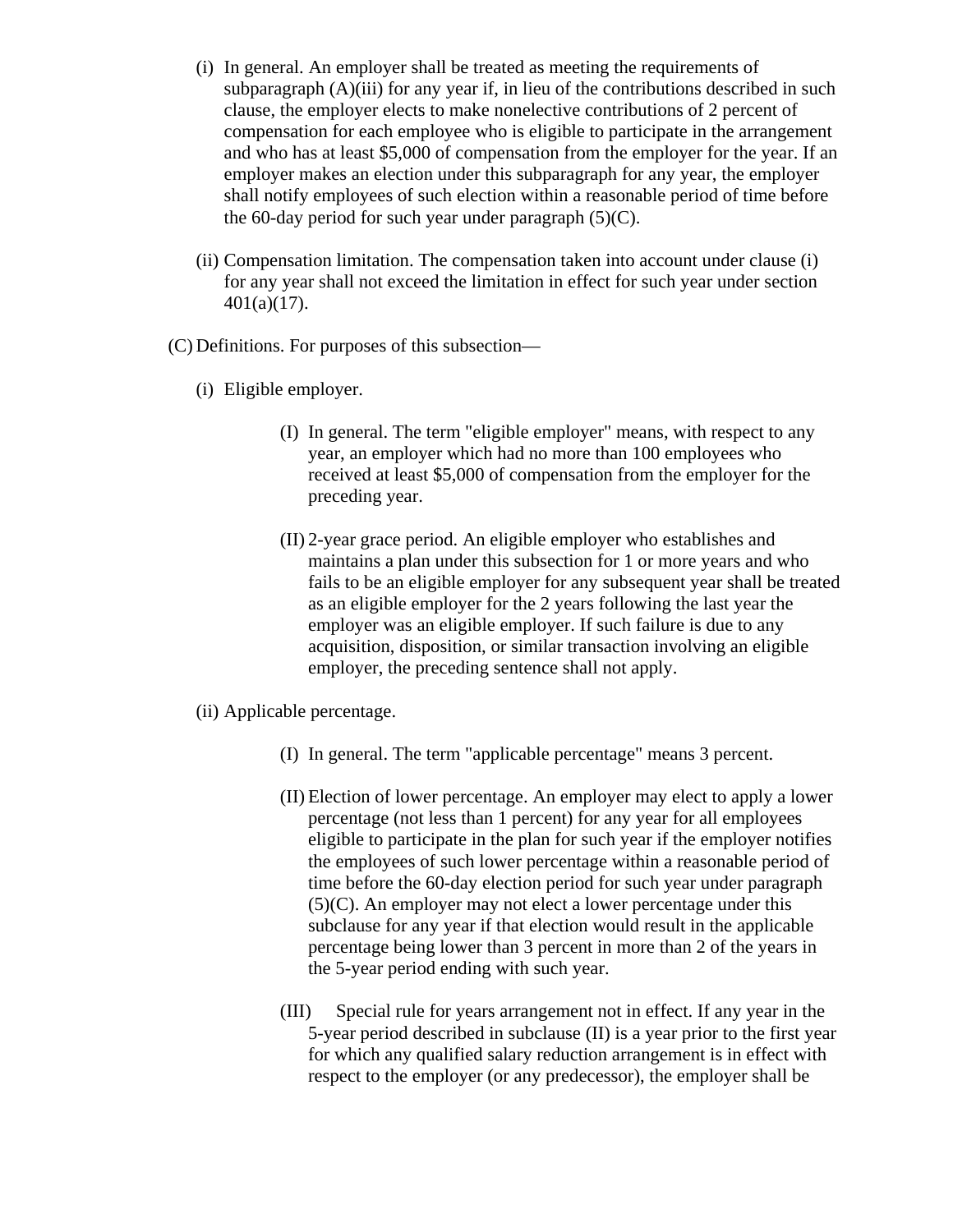(i) In general. An employer shall be treated as meeting the requirements of subparagraph (A)(iii) for any year if, in lieu of the contributions described in such clause, the employer elects to make nonelective contributions of 2 percent of compensation for each employee who is eligible to participate in the arrangement and who has at least $5,000 of compensation from the employer for the year. If an employer makes an election under this subparagraph for any year, the employer shall notify employees of such election within a reasonable period of time before the 60-day period for such year under paragraph (5)(C).

(ii) Compensation limitation. The compensation taken into account under clause (i) for any year shall not exceed the limitation in effect for such year under section 401(a)(17).

(C) Definitions. For purposes of this subsection—

(i) Eligible employer.

(I) In general. The term "eligible employer" means, with respect to any year, an employer which had no more than 100 employees who received at least $5,000 of compensation from the employer for the preceding year.

(II) 2-year grace period. An eligible employer who establishes and maintains a plan under this subsection for 1 or more years and who fails to be an eligible employer for any subsequent year shall be treated as an eligible employer for the 2 years following the last year the employer was an eligible employer. If such failure is due to any acquisition, disposition, or similar transaction involving an eligible employer, the preceding sentence shall not apply.

(ii) Applicable percentage.

(I) In general. The term "applicable percentage" means 3 percent.

(II) Election of lower percentage. An employer may elect to apply a lower percentage (not less than 1 percent) for any year for all employees eligible to participate in the plan for such year if the employer notifies the employees of such lower percentage within a reasonable period of time before the 60-day election period for such year under paragraph (5)(C). An employer may not elect a lower percentage under this subclause for any year if that election would result in the applicable percentage being lower than 3 percent in more than 2 of the years in the 5-year period ending with such year.

(III) Special rule for years arrangement not in effect. If any year in the 5-year period described in subclause (II) is a year prior to the first year for which any qualified salary reduction arrangement is in effect with respect to the employer (or any predecessor), the employer shall be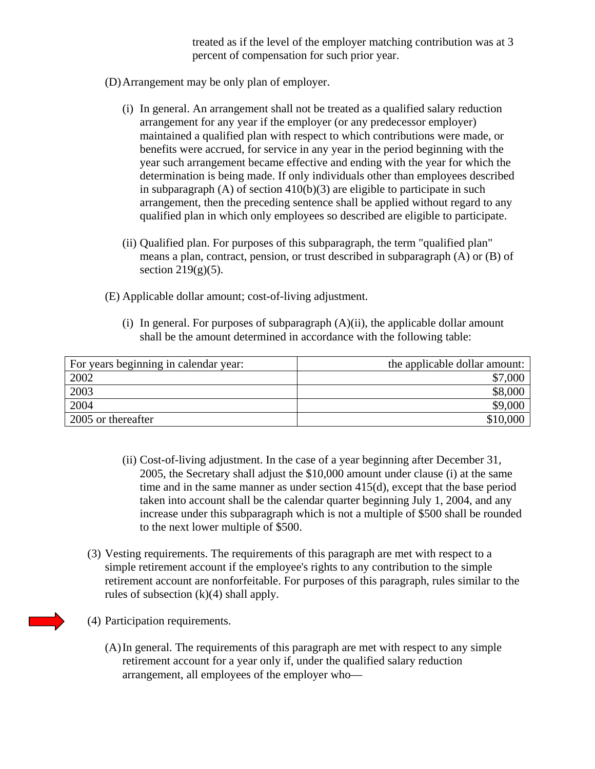treated as if the level of the employer matching contribution was at 3 percent of compensation for such prior year.

(D) Arrangement may be only plan of employer.

(i) In general. An arrangement shall not be treated as a qualified salary reduction arrangement for any year if the employer (or any predecessor employer) maintained a qualified plan with respect to which contributions were made, or benefits were accrued, for service in any year in the period beginning with the year such arrangement became effective and ending with the year for which the determination is being made. If only individuals other than employees described in subparagraph (A) of section 410(b)(3) are eligible to participate in such arrangement, then the preceding sentence shall be applied without regard to any qualified plan in which only employees so described are eligible to participate.

(ii) Qualified plan. For purposes of this subparagraph, the term "qualified plan" means a plan, contract, pension, or trust described in subparagraph (A) or (B) of section 219(g)(5).

(E) Applicable dollar amount; cost-of-living adjustment.

(i) In general. For purposes of subparagraph (A)(ii), the applicable dollar amount shall be the amount determined in accordance with the following table:

| For years beginning in calendar year: | the applicable dollar amount: |
|---|---:|
| 2002 | $7,000 |
| 2003 | $8,000 |
| 2004 | $9,000 |
| 2005 or thereafter | $10,000 |

(ii) Cost-of-living adjustment. In the case of a year beginning after December 31, 2005, the Secretary shall adjust the $10,000 amount under clause (i) at the same time and in the same manner as under section 415(d), except that the base period taken into account shall be the calendar quarter beginning July 1, 2004, and any increase under this subparagraph which is not a multiple of $500 shall be rounded to the next lower multiple of $500.

(3) Vesting requirements. The requirements of this paragraph are met with respect to a simple retirement account if the employee's rights to any contribution to the simple retirement account are nonforfeitable. For purposes of this paragraph, rules similar to the rules of subsection (k)(4) shall apply.

(4) Participation requirements.

(A) In general. The requirements of this paragraph are met with respect to any simple retirement account for a year only if, under the qualified salary reduction arrangement, all employees of the employer who—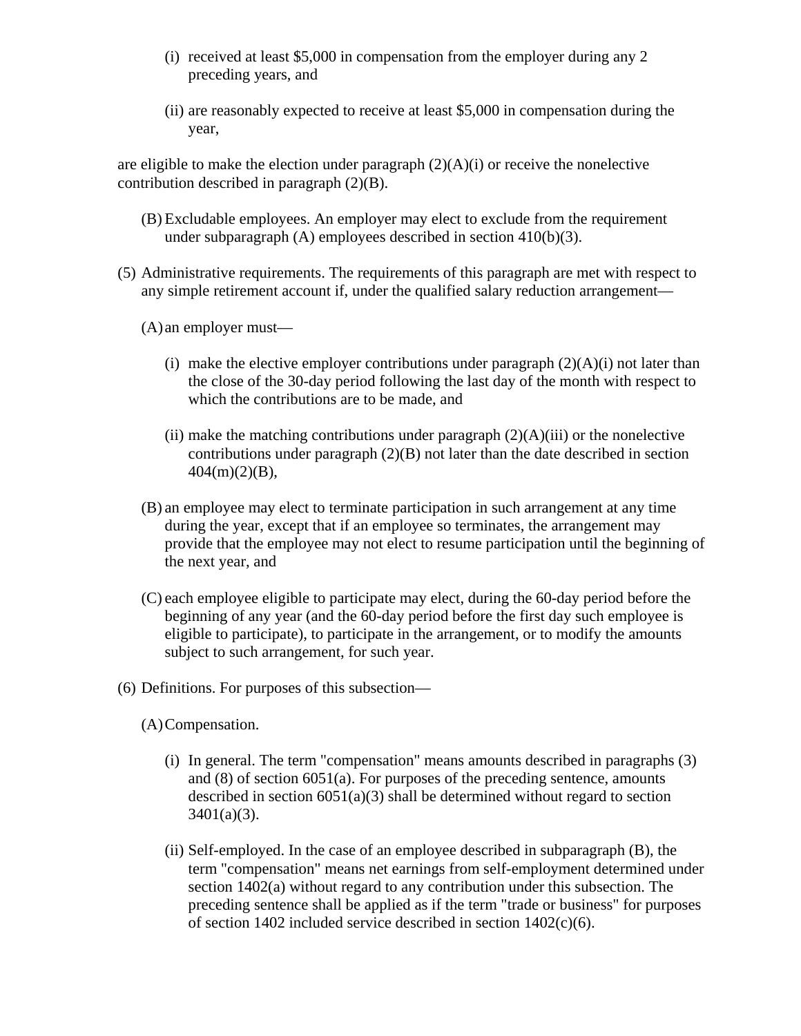(i) received at least $5,000 in compensation from the employer during any 2 preceding years, and

(ii) are reasonably expected to receive at least $5,000 in compensation during the year,

are eligible to make the election under paragraph (2)(A)(i) or receive the nonelective contribution described in paragraph (2)(B).

(B) Excludable employees. An employer may elect to exclude from the requirement under subparagraph (A) employees described in section 410(b)(3).

(5) Administrative requirements. The requirements of this paragraph are met with respect to any simple retirement account if, under the qualified salary reduction arrangement—

(A) an employer must—

(i) make the elective employer contributions under paragraph (2)(A)(i) not later than the close of the 30-day period following the last day of the month with respect to which the contributions are to be made, and

(ii) make the matching contributions under paragraph (2)(A)(iii) or the nonelective contributions under paragraph (2)(B) not later than the date described in section 404(m)(2)(B),

(B) an employee may elect to terminate participation in such arrangement at any time during the year, except that if an employee so terminates, the arrangement may provide that the employee may not elect to resume participation until the beginning of the next year, and

(C) each employee eligible to participate may elect, during the 60-day period before the beginning of any year (and the 60-day period before the first day such employee is eligible to participate), to participate in the arrangement, or to modify the amounts subject to such arrangement, for such year.

(6) Definitions. For purposes of this subsection—

(A) Compensation.

(i) In general. The term "compensation" means amounts described in paragraphs (3) and (8) of section 6051(a). For purposes of the preceding sentence, amounts described in section 6051(a)(3) shall be determined without regard to section 3401(a)(3).

(ii) Self-employed. In the case of an employee described in subparagraph (B), the term "compensation" means net earnings from self-employment determined under section 1402(a) without regard to any contribution under this subsection. The preceding sentence shall be applied as if the term "trade or business" for purposes of section 1402 included service described in section 1402(c)(6).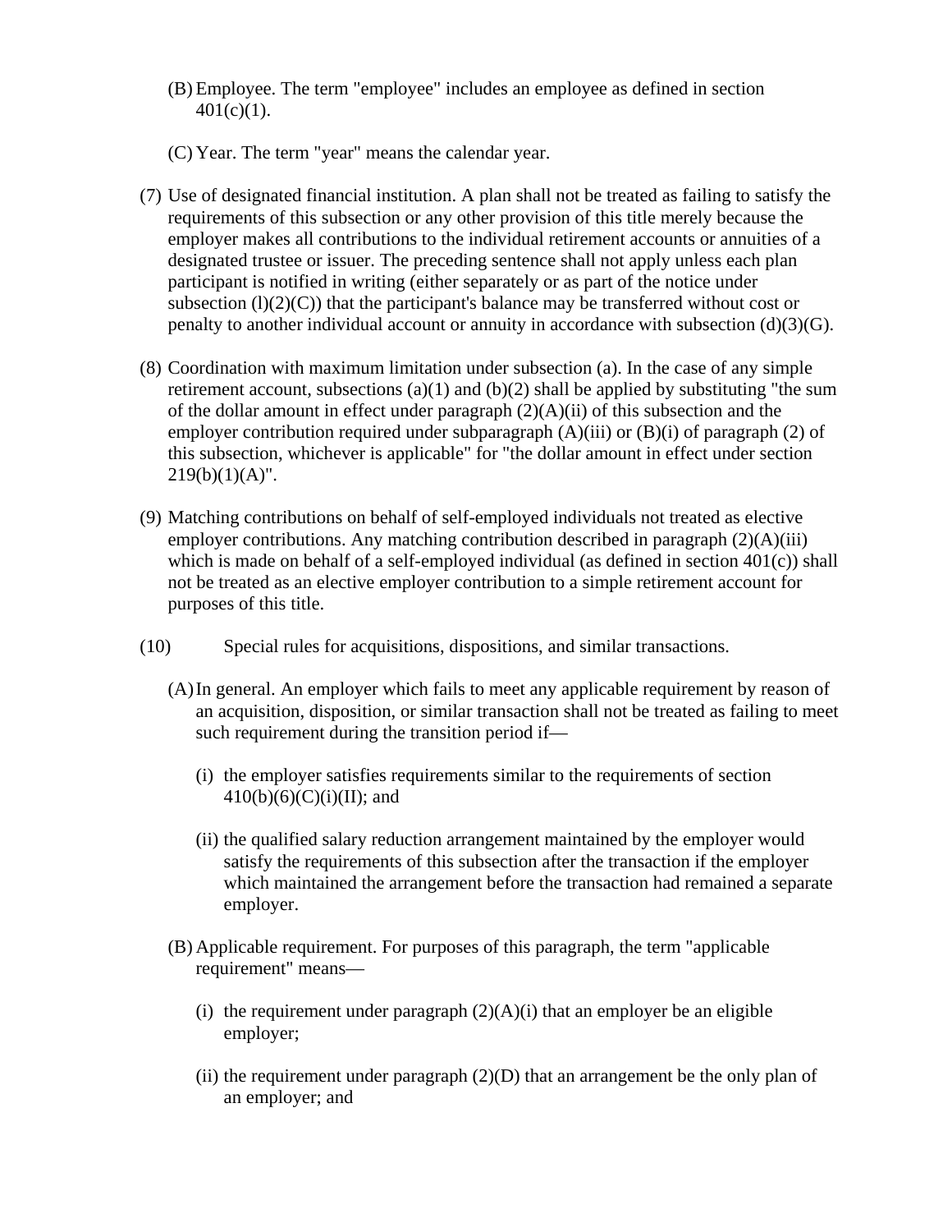(B) Employee. The term "employee" includes an employee as defined in section 401(c)(1).

(C) Year. The term "year" means the calendar year.

(7) Use of designated financial institution. A plan shall not be treated as failing to satisfy the requirements of this subsection or any other provision of this title merely because the employer makes all contributions to the individual retirement accounts or annuities of a designated trustee or issuer. The preceding sentence shall not apply unless each plan participant is notified in writing (either separately or as part of the notice under subsection (l)(2)(C)) that the participant's balance may be transferred without cost or penalty to another individual account or annuity in accordance with subsection (d)(3)(G).

(8) Coordination with maximum limitation under subsection (a). In the case of any simple retirement account, subsections (a)(1) and (b)(2) shall be applied by substituting "the sum of the dollar amount in effect under paragraph (2)(A)(ii) of this subsection and the employer contribution required under subparagraph (A)(iii) or (B)(i) of paragraph (2) of this subsection, whichever is applicable" for "the dollar amount in effect under section 219(b)(1)(A)".

(9) Matching contributions on behalf of self-employed individuals not treated as elective employer contributions. Any matching contribution described in paragraph (2)(A)(iii) which is made on behalf of a self-employed individual (as defined in section 401(c)) shall not be treated as an elective employer contribution to a simple retirement account for purposes of this title.

(10) Special rules for acquisitions, dispositions, and similar transactions.

(A) In general. An employer which fails to meet any applicable requirement by reason of an acquisition, disposition, or similar transaction shall not be treated as failing to meet such requirement during the transition period if—

(i) the employer satisfies requirements similar to the requirements of section 410(b)(6)(C)(i)(II); and

(ii) the qualified salary reduction arrangement maintained by the employer would satisfy the requirements of this subsection after the transaction if the employer which maintained the arrangement before the transaction had remained a separate employer.

(B) Applicable requirement. For purposes of this paragraph, the term "applicable requirement" means—

(i) the requirement under paragraph (2)(A)(i) that an employer be an eligible employer;

(ii) the requirement under paragraph (2)(D) that an arrangement be the only plan of an employer; and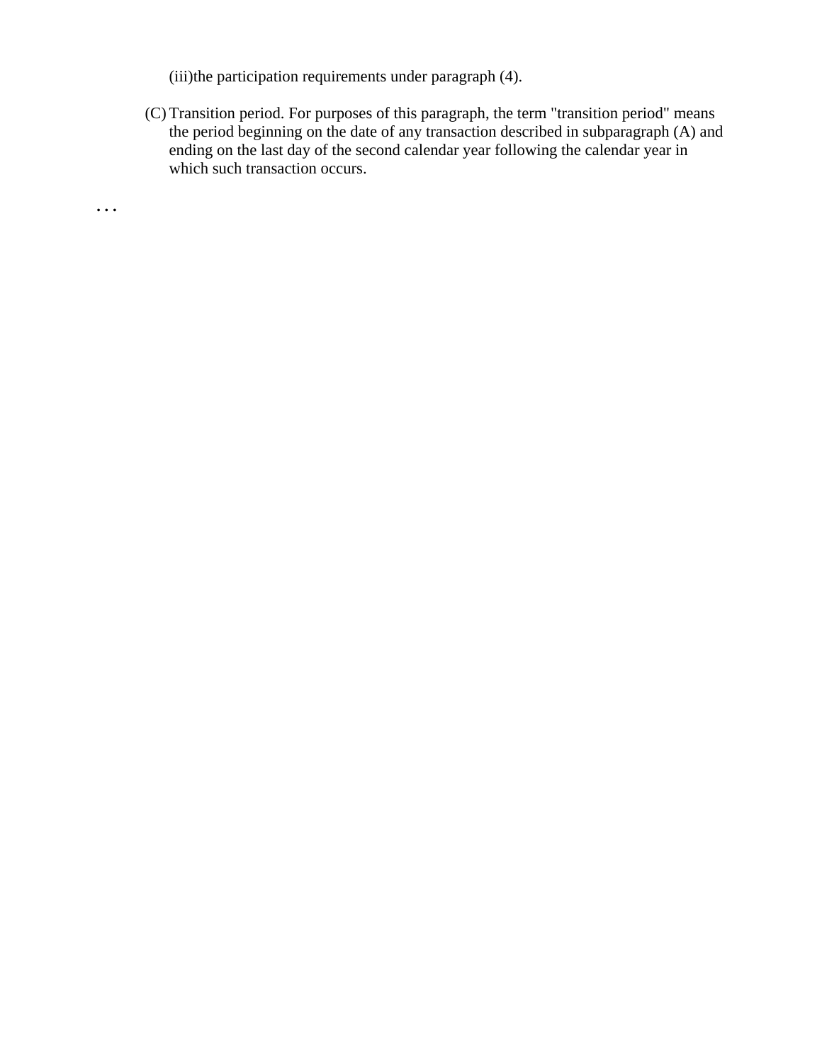(iii) the participation requirements under paragraph (4).

(C) Transition period. For purposes of this paragraph, the term "transition period" means the period beginning on the date of any transaction described in subparagraph (A) and ending on the last day of the second calendar year following the calendar year in which such transaction occurs.

. . .